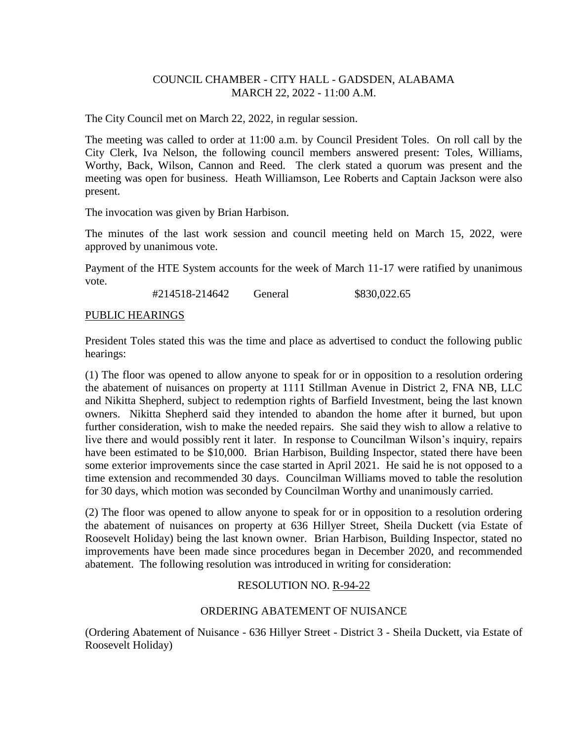COUNCIL CHAMBER - CITY HALL - GADSDEN, ALABAMA
MARCH 22, 2022 - 11:00 A.M.

The City Council met on March 22, 2022, in regular session.

The meeting was called to order at 11:00 a.m. by Council President Toles. On roll call by the City Clerk, Iva Nelson, the following council members answered present: Toles, Williams, Worthy, Back, Wilson, Cannon and Reed. The clerk stated a quorum was present and the meeting was open for business. Heath Williamson, Lee Roberts and Captain Jackson were also present.

The invocation was given by Brian Harbison.

The minutes of the last work session and council meeting held on March 15, 2022, were approved by unanimous vote.

Payment of the HTE System accounts for the week of March 11-17 were ratified by unanimous vote.

#214518-214642 General $830,022.65

PUBLIC HEARINGS

President Toles stated this was the time and place as advertised to conduct the following public hearings:

(1) The floor was opened to allow anyone to speak for or in opposition to a resolution ordering the abatement of nuisances on property at 1111 Stillman Avenue in District 2, FNA NB, LLC and Nikitta Shepherd, subject to redemption rights of Barfield Investment, being the last known owners. Nikitta Shepherd said they intended to abandon the home after it burned, but upon further consideration, wish to make the needed repairs. She said they wish to allow a relative to live there and would possibly rent it later. In response to Councilman Wilson's inquiry, repairs have been estimated to be $10,000. Brian Harbison, Building Inspector, stated there have been some exterior improvements since the case started in April 2021. He said he is not opposed to a time extension and recommended 30 days. Councilman Williams moved to table the resolution for 30 days, which motion was seconded by Councilman Worthy and unanimously carried.

(2) The floor was opened to allow anyone to speak for or in opposition to a resolution ordering the abatement of nuisances on property at 636 Hillyer Street, Sheila Duckett (via Estate of Roosevelt Holiday) being the last known owner. Brian Harbison, Building Inspector, stated no improvements have been made since procedures began in December 2020, and recommended abatement. The following resolution was introduced in writing for consideration:

RESOLUTION NO. R-94-22

ORDERING ABATEMENT OF NUISANCE

(Ordering Abatement of Nuisance - 636 Hillyer Street - District 3 - Sheila Duckett, via Estate of Roosevelt Holiday)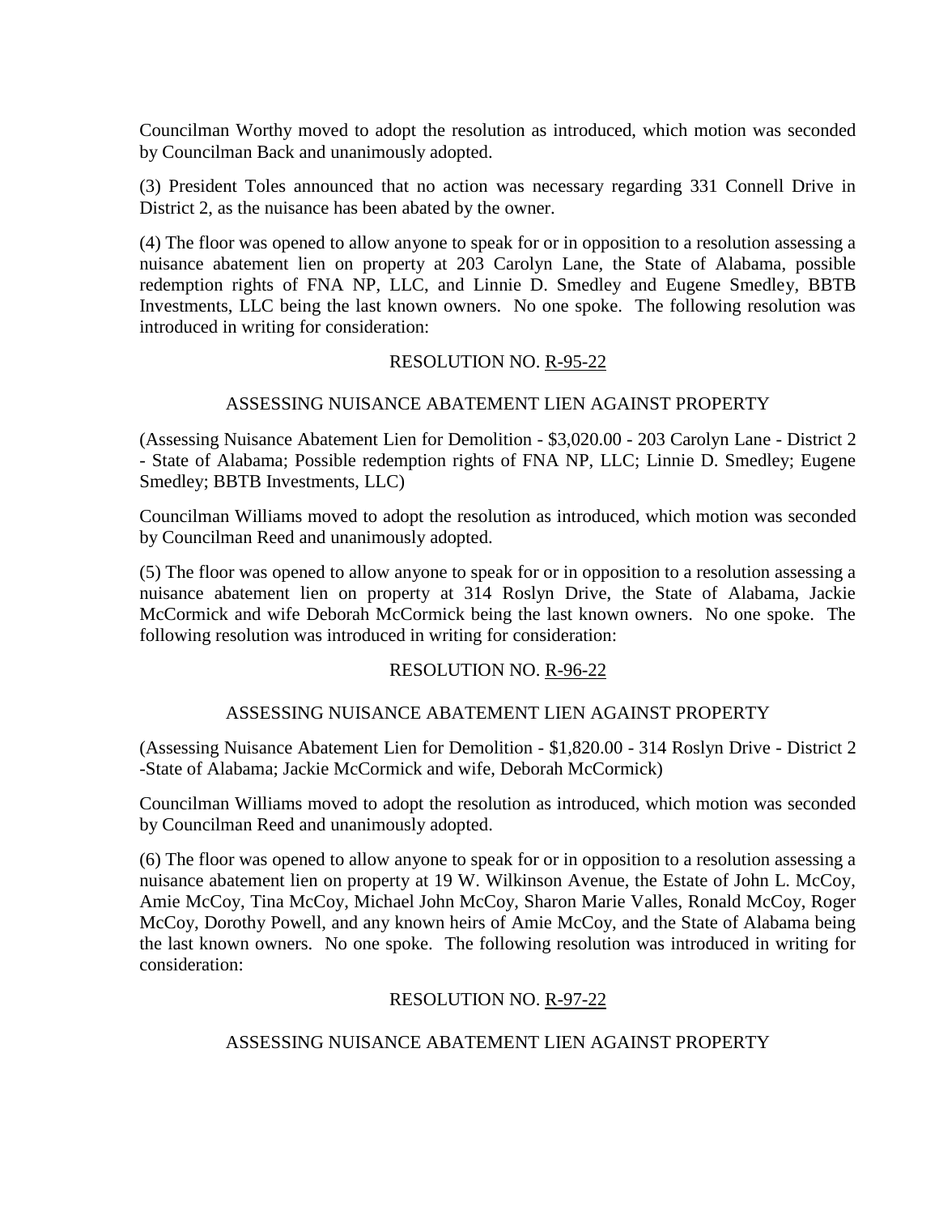Councilman Worthy moved to adopt the resolution as introduced, which motion was seconded by Councilman Back and unanimously adopted.

(3) President Toles announced that no action was necessary regarding 331 Connell Drive in District 2, as the nuisance has been abated by the owner.

(4) The floor was opened to allow anyone to speak for or in opposition to a resolution assessing a nuisance abatement lien on property at 203 Carolyn Lane, the State of Alabama, possible redemption rights of FNA NP, LLC, and Linnie D. Smedley and Eugene Smedley, BBTB Investments, LLC being the last known owners. No one spoke. The following resolution was introduced in writing for consideration:

RESOLUTION NO. R-95-22

ASSESSING NUISANCE ABATEMENT LIEN AGAINST PROPERTY

(Assessing Nuisance Abatement Lien for Demolition - $3,020.00 - 203 Carolyn Lane - District 2 - State of Alabama; Possible redemption rights of FNA NP, LLC; Linnie D. Smedley; Eugene Smedley; BBTB Investments, LLC)

Councilman Williams moved to adopt the resolution as introduced, which motion was seconded by Councilman Reed and unanimously adopted.

(5) The floor was opened to allow anyone to speak for or in opposition to a resolution assessing a nuisance abatement lien on property at 314 Roslyn Drive, the State of Alabama, Jackie McCormick and wife Deborah McCormick being the last known owners. No one spoke. The following resolution was introduced in writing for consideration:

RESOLUTION NO. R-96-22

ASSESSING NUISANCE ABATEMENT LIEN AGAINST PROPERTY

(Assessing Nuisance Abatement Lien for Demolition - $1,820.00 - 314 Roslyn Drive - District 2 -State of Alabama; Jackie McCormick and wife, Deborah McCormick)

Councilman Williams moved to adopt the resolution as introduced, which motion was seconded by Councilman Reed and unanimously adopted.

(6) The floor was opened to allow anyone to speak for or in opposition to a resolution assessing a nuisance abatement lien on property at 19 W. Wilkinson Avenue, the Estate of John L. McCoy, Amie McCoy, Tina McCoy, Michael John McCoy, Sharon Marie Valles, Ronald McCoy, Roger McCoy, Dorothy Powell, and any known heirs of Amie McCoy, and the State of Alabama being the last known owners. No one spoke. The following resolution was introduced in writing for consideration:

RESOLUTION NO. R-97-22

ASSESSING NUISANCE ABATEMENT LIEN AGAINST PROPERTY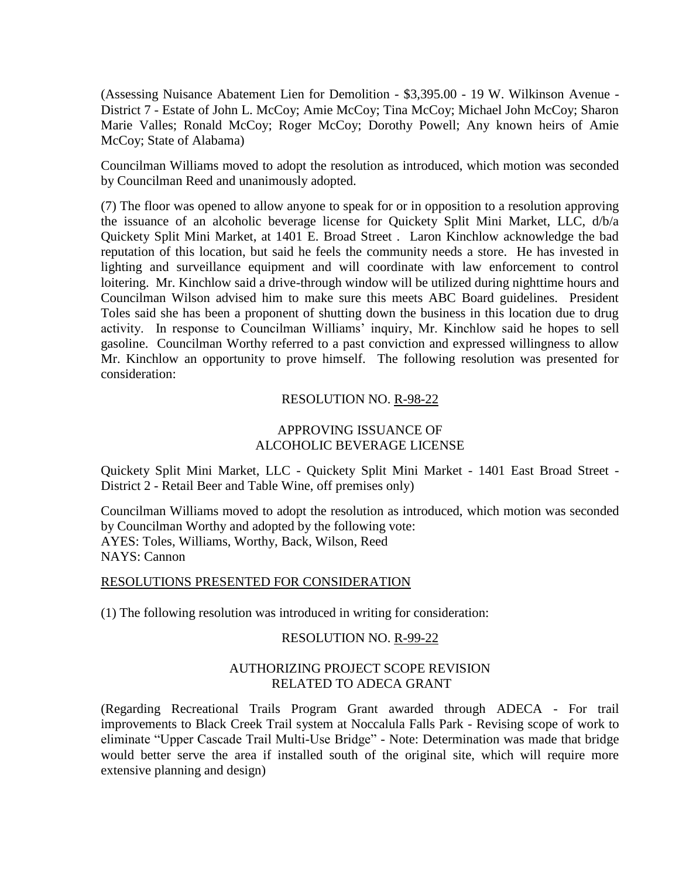(Assessing Nuisance Abatement Lien for Demolition - $3,395.00 - 19 W. Wilkinson Avenue - District 7 - Estate of John L. McCoy; Amie McCoy; Tina McCoy; Michael John McCoy; Sharon Marie Valles; Ronald McCoy; Roger McCoy; Dorothy Powell; Any known heirs of Amie McCoy; State of Alabama)

Councilman Williams moved to adopt the resolution as introduced, which motion was seconded by Councilman Reed and unanimously adopted.

(7) The floor was opened to allow anyone to speak for or in opposition to a resolution approving the issuance of an alcoholic beverage license for Quickety Split Mini Market, LLC, d/b/a Quickety Split Mini Market, at 1401 E. Broad Street . Laron Kinchlow acknowledge the bad reputation of this location, but said he feels the community needs a store. He has invested in lighting and surveillance equipment and will coordinate with law enforcement to control loitering. Mr. Kinchlow said a drive-through window will be utilized during nighttime hours and Councilman Wilson advised him to make sure this meets ABC Board guidelines. President Toles said she has been a proponent of shutting down the business in this location due to drug activity. In response to Councilman Williams' inquiry, Mr. Kinchlow said he hopes to sell gasoline. Councilman Worthy referred to a past conviction and expressed willingness to allow Mr. Kinchlow an opportunity to prove himself. The following resolution was presented for consideration:

RESOLUTION NO. R-98-22

APPROVING ISSUANCE OF
ALCOHOLIC BEVERAGE LICENSE

Quickety Split Mini Market, LLC - Quickety Split Mini Market - 1401 East Broad Street - District 2 - Retail Beer and Table Wine, off premises only)

Councilman Williams moved to adopt the resolution as introduced, which motion was seconded by Councilman Worthy and adopted by the following vote:
AYES: Toles, Williams, Worthy, Back, Wilson, Reed
NAYS: Cannon

## RESOLUTIONS PRESENTED FOR CONSIDERATION

(1) The following resolution was introduced in writing for consideration:

RESOLUTION NO. R-99-22

AUTHORIZING PROJECT SCOPE REVISION
RELATED TO ADECA GRANT

(Regarding Recreational Trails Program Grant awarded through ADECA - For trail improvements to Black Creek Trail system at Noccalula Falls Park - Revising scope of work to eliminate "Upper Cascade Trail Multi-Use Bridge" - Note: Determination was made that bridge would better serve the area if installed south of the original site, which will require more extensive planning and design)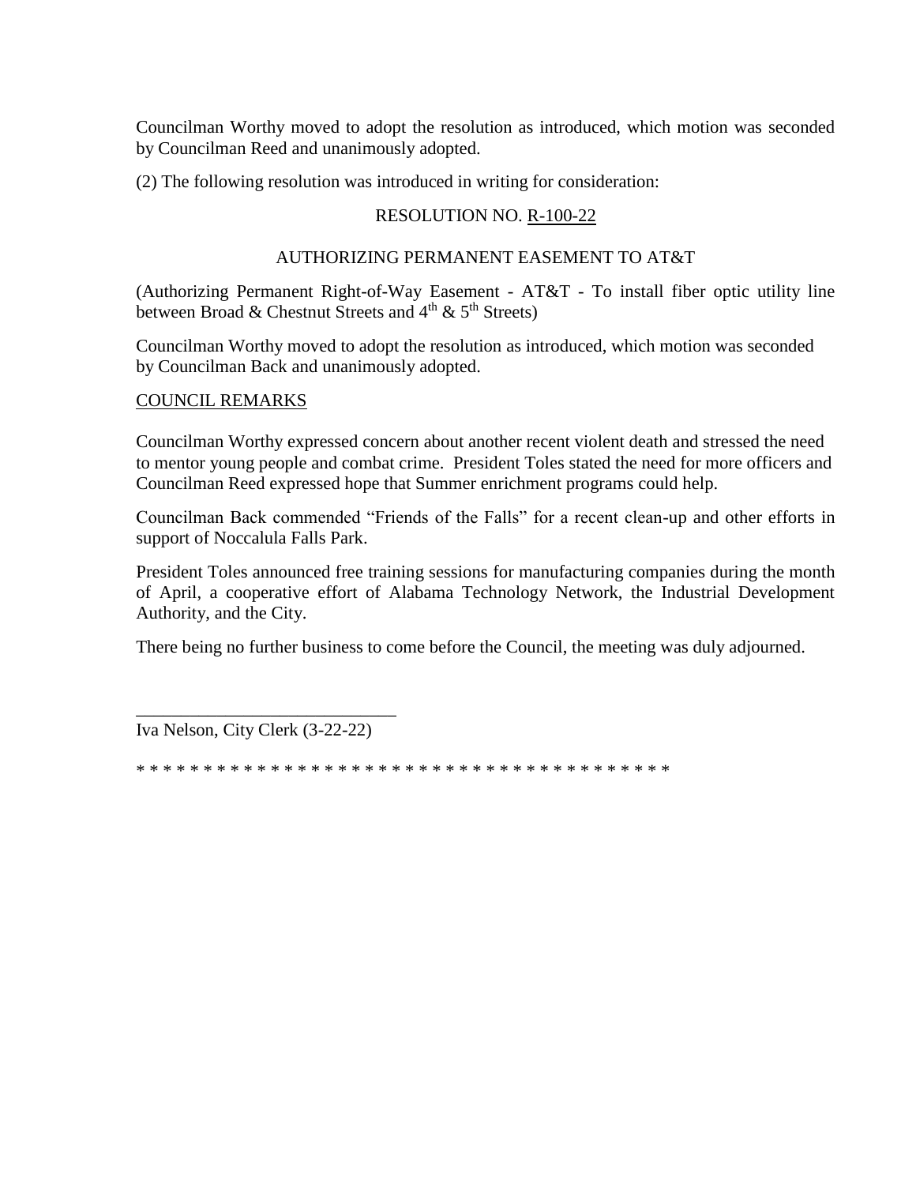Councilman Worthy moved to adopt the resolution as introduced, which motion was seconded by Councilman Reed and unanimously adopted.

(2) The following resolution was introduced in writing for consideration:

RESOLUTION NO. R-100-22

AUTHORIZING PERMANENT EASEMENT TO AT&T

(Authorizing Permanent Right-of-Way Easement - AT&T - To install fiber optic utility line between Broad & Chestnut Streets and 4th & 5th Streets)

Councilman Worthy moved to adopt the resolution as introduced, which motion was seconded by Councilman Back and unanimously adopted.

COUNCIL REMARKS

Councilman Worthy expressed concern about another recent violent death and stressed the need to mentor young people and combat crime. President Toles stated the need for more officers and Councilman Reed expressed hope that Summer enrichment programs could help.

Councilman Back commended "Friends of the Falls" for a recent clean-up and other efforts in support of Noccalula Falls Park.

President Toles announced free training sessions for manufacturing companies during the month of April, a cooperative effort of Alabama Technology Network, the Industrial Development Authority, and the City.

There being no further business to come before the Council, the meeting was duly adjourned.

_____________________________

Iva Nelson, City Clerk (3-22-22)

* * * * * * * * * * * * * * * * * * * * * * * * * * * * * * * * * * * * * * * * *